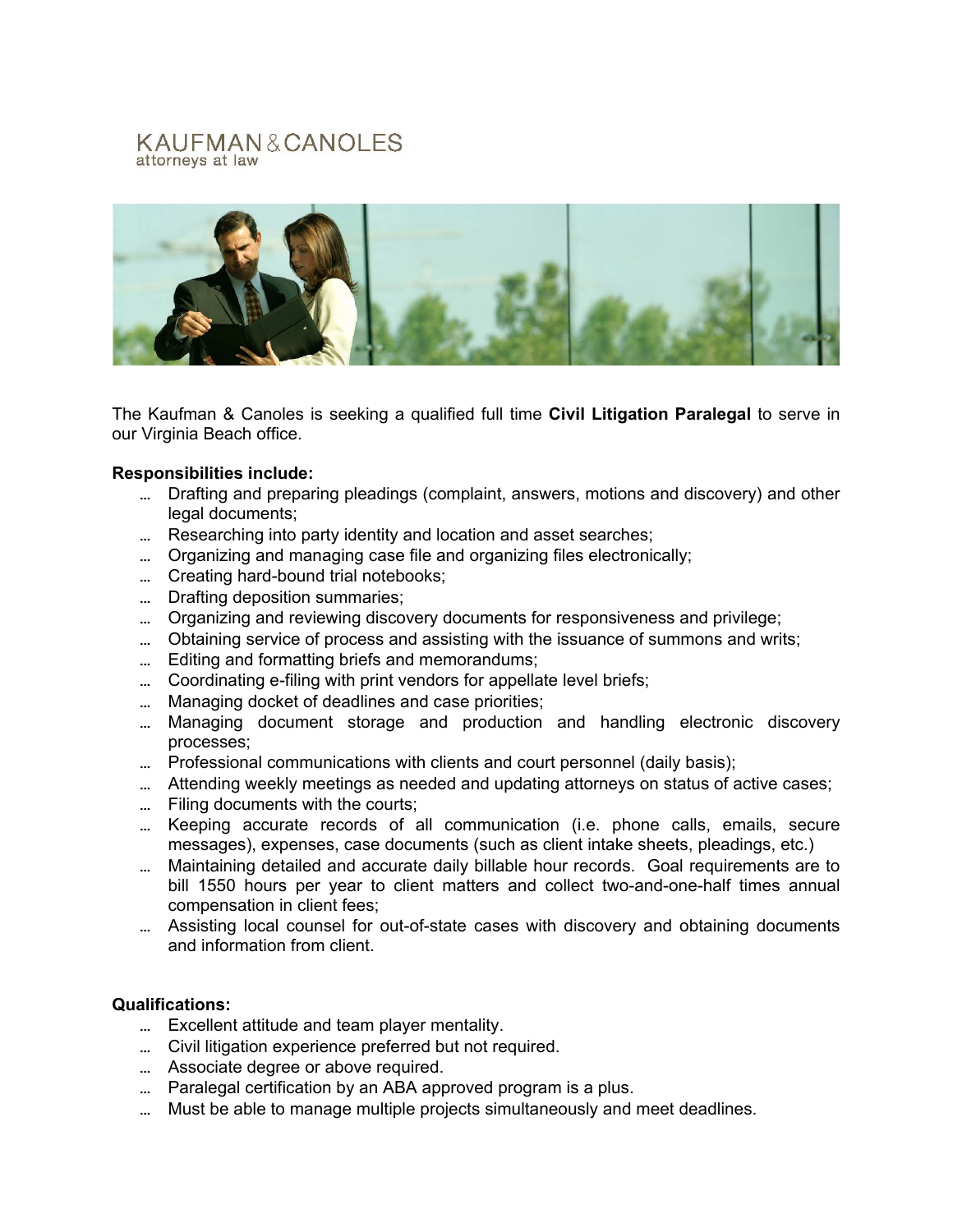KAUFMAN & CANOLES
attorneys at law

The Kaufman & Canoles is seeking a qualified full time **Civil Litigation Paralegal** to serve in our Virginia Beach office.

**Responsibilities include:**

- Drafting and preparing pleadings (complaint, answers, motions and discovery) and other legal documents;
- Researching into party identity and location and asset searches;
- Organizing and managing case file and organizing files electronically;
- Creating hard-bound trial notebooks;
- Drafting deposition summaries;
- Organizing and reviewing discovery documents for responsiveness and privilege;
- Obtaining service of process and assisting with the issuance of summons and writs;
- Editing and formatting briefs and memorandums;
- Coordinating e-filing with print vendors for appellate level briefs;
- Managing docket of deadlines and case priorities;
- Managing document storage and production and handling electronic discovery processes;
- Professional communications with clients and court personnel (daily basis);
- Attending weekly meetings as needed and updating attorneys on status of active cases;
- Filing documents with the courts;
- Keeping accurate records of all communication (i.e. phone calls, emails, secure messages), expenses, case documents (such as client intake sheets, pleadings, etc.)
- Maintaining detailed and accurate daily billable hour records. Goal requirements are to bill 1550 hours per year to client matters and collect two-and-one-half times annual compensation in client fees;
- Assisting local counsel for out-of-state cases with discovery and obtaining documents and information from client.

**Qualifications:**

- Excellent attitude and team player mentality.
- Civil litigation experience preferred but not required.
- Associate degree or above required.
- Paralegal certification by an ABA approved program is a plus.
- Must be able to manage multiple projects simultaneously and meet deadlines.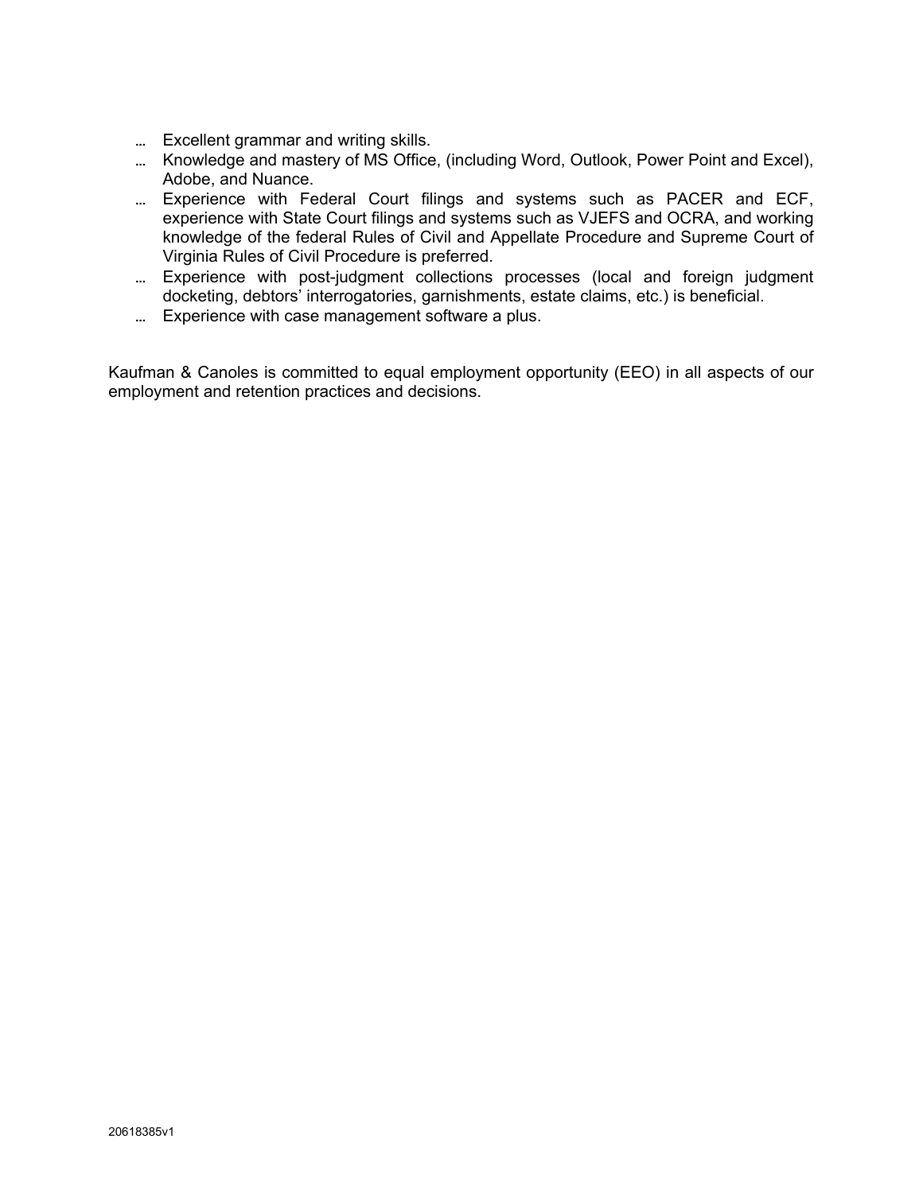- Excellent grammar and writing skills.
- Knowledge and mastery of MS Office, (including Word, Outlook, Power Point and Excel), Adobe, and Nuance.
- Experience with Federal Court filings and systems such as PACER and ECF, experience with State Court filings and systems such as VJEFS and OCRA, and working knowledge of the federal Rules of Civil and Appellate Procedure and Supreme Court of Virginia Rules of Civil Procedure is preferred.
- Experience with post-judgment collections processes (local and foreign judgment docketing, debtors' interrogatories, garnishments, estate claims, etc.) is beneficial.
- Experience with case management software a plus.

Kaufman & Canoles is committed to equal employment opportunity (EEO) in all aspects of our employment and retention practices and decisions.

20618385v1